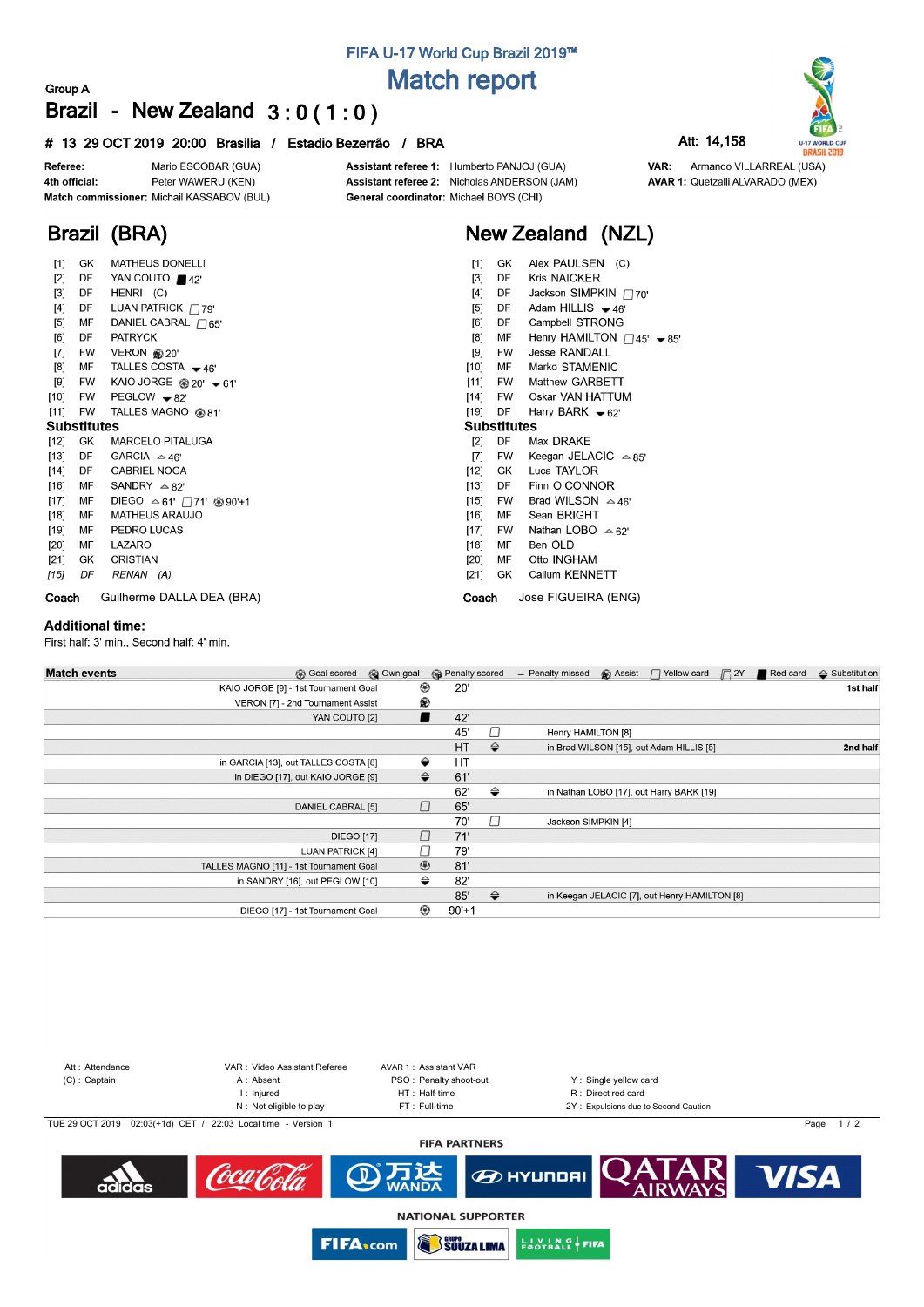# FIFA U-17 World Cup Brazil 2019™

## Match report

Group A

## Brazil - New Zealand 3 : 0 ( 1 : 0 )

**# 13 29 OCT 2019 20:00 Brasilia / Estadio Bezerrão / BRA** Att: 14,158

| | | | | | |
|---|---|---|---|---|---|
| **Referee:** | Mario ESCOBAR (GUA) | **Assistant referee 1:** | Humberto PANJOJ (GUA) | **VAR:** | Armando VILLARREAL (USA) |
| **4th official:** | Peter WAWERU (KEN) | **Assistant referee 2:** | Nicholas ANDERSON (JAM) | **AVAR 1:** | Quetzalli ALVARADO (MEX) |
| **Match commissioner:** | Michail KASSABOV (BUL) | **General coordinator:** | Michael BOYS (CHI) | | |

## Brazil (BRA)

| # | Pos | Player | Events |
|---|---|---|---|
| [1] | GK | MATHEUS DONELLI | |
| [2] | DF | YAN COUTO | Red card 42' |
| [3] | DF | HENRI (C) | |
| [4] | DF | LUAN PATRICK | Yellow card 79' |
| [5] | MF | DANIEL CABRAL | Yellow card 65' |
| [6] | DF | PATRYCK | |
| [7] | FW | VERON | Assist 20' |
| [8] | MF | TALLES COSTA | Sub out 46' |
| [9] | FW | KAIO JORGE | Goal 20', Sub out 61' |
| [10] | FW | PEGLOW | Sub out 82' |
| [11] | FW | TALLES MAGNO | Goal 81' |

**Substitutes**

| # | Pos | Player | Events |
|---|---|---|---|
| [12] | GK | MARCELO PITALUGA | |
| [13] | DF | GARCIA | Sub in 46' |
| [14] | DF | GABRIEL NOGA | |
| [16] | MF | SANDRY | Sub in 82' |
| [17] | MF | DIEGO | Sub in 61', Yellow card 71', Goal 90'+1 |
| [18] | MF | MATHEUS ARAUJO | |
| [19] | MF | PEDRO LUCAS | |
| [20] | MF | LAZARO | |
| [21] | GK | CRISTIAN | |
| *[15]* | *DF* | *RENAN (A)* | |

**Coach** Guilherme DALLA DEA (BRA)

## New Zealand (NZL)

| # | Pos | Player | Events |
|---|---|---|---|
| [1] | GK | Alex PAULSEN (C) | |
| [3] | DF | Kris NAICKER | |
| [4] | DF | Jackson SIMPKIN | Yellow card 70' |
| [5] | DF | Adam HILLIS | Sub out 46' |
| [6] | DF | Campbell STRONG | |
| [8] | MF | Henry HAMILTON | Yellow card 45', Sub out 85' |
| [9] | FW | Jesse RANDALL | |
| [10] | MF | Marko STAMENIC | |
| [11] | FW | Matthew GARBETT | |
| [14] | FW | Oskar VAN HATTUM | |
| [19] | DF | Harry BARK | Sub out 62' |

**Substitutes**

| # | Pos | Player | Events |
|---|---|---|---|
| [2] | DF | Max DRAKE | |
| [7] | FW | Keegan JELACIC | Sub in 85' |
| [12] | GK | Luca TAYLOR | |
| [13] | DF | Finn O CONNOR | |
| [15] | FW | Brad WILSON | Sub in 46' |
| [16] | MF | Sean BRIGHT | |
| [17] | FW | Nathan LOBO | Sub in 62' |
| [18] | MF | Ben OLD | |
| [20] | MF | Otto INGHAM | |
| [21] | GK | Callum KENNETT | |

**Coach** Jose FIGUEIRA (ENG)

### Additional time:

First half: 3' min., Second half: 4' min.

### Match events

| Brazil | Event | Minute | Event | New Zealand | |
|---|---|---|---|---|---|
| KAIO JORGE [9] - 1st Tournament Goal | Goal scored | 20' | | | 1st half |
| VERON [7] - 2nd Tournament Assist | Assist | | | | |
| YAN COUTO [2] | Red card | 42' | | | |
| | | 45' | Yellow card | Henry HAMILTON [8] | |
| | | HT | Substitution | in Brad WILSON [15], out Adam HILLIS [5] | 2nd half |
| in GARCIA [13], out TALLES COSTA [8] | Substitution | HT | | | |
| in DIEGO [17], out KAIO JORGE [9] | Substitution | 61' | | | |
| | | 62' | Substitution | in Nathan LOBO [17], out Harry BARK [19] | |
| DANIEL CABRAL [5] | Yellow card | 65' | | | |
| | | 70' | Yellow card | Jackson SIMPKIN [4] | |
| DIEGO [17] | Yellow card | 71' | | | |
| LUAN PATRICK [4] | Yellow card | 79' | | | |
| TALLES MAGNO [11] - 1st Tournament Goal | Goal scored | 81' | | | |
| in SANDRY [16], out PEGLOW [10] | Substitution | 82' | | | |
| | | 85' | Substitution | in Keegan JELACIC [7], out Henry HAMILTON [8] | |
| DIEGO [17] - 1st Tournament Goal | Goal scored | 90'+1 | | | |

Legend: Goal scored, Own goal, Penalty scored, – Penalty missed, Assist, Yellow card, 2Y, Red card, Substitution

Att : Attendance
(C) : Captain
VAR : Video Assistant Referee
A : Absent
I : Injured
N : Not eligible to play
AVAR 1 : Assistant VAR
PSO : Penalty shoot-out
HT : Half-time
FT : Full-time
Y : Single yellow card
R : Direct red card
2Y : Expulsions due to Second Caution

TUE 29 OCT 2019 02:03(+1d) CET / 22:03 Local time - Version 1

FIFA PARTNERS

NATIONAL SUPPORTER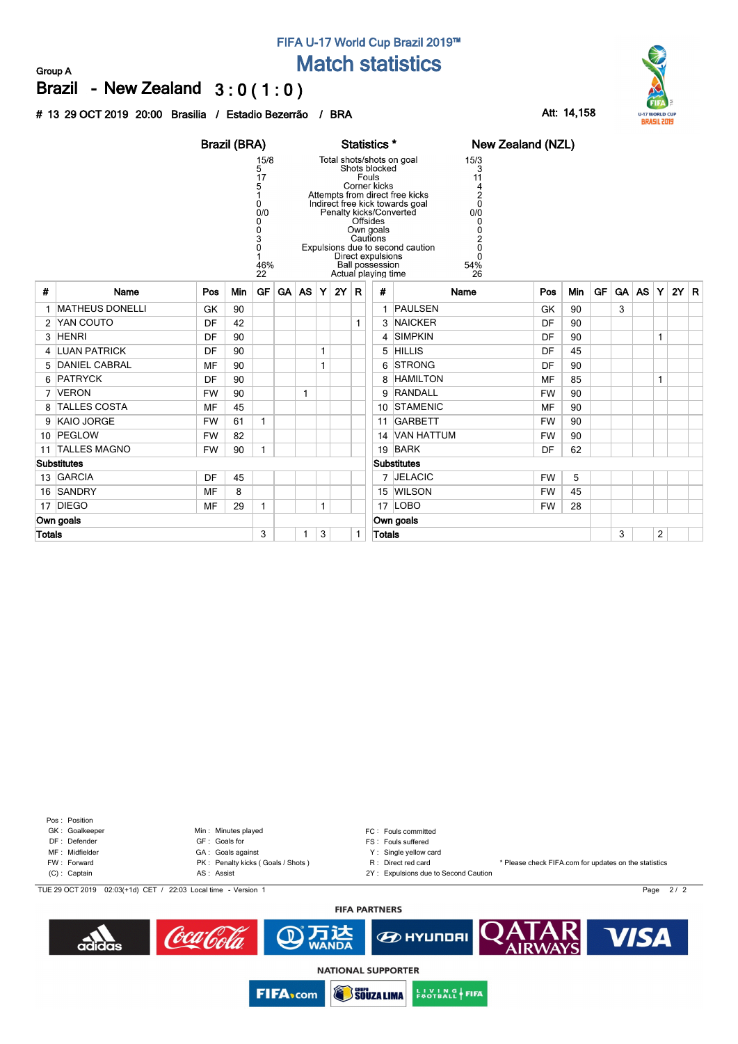FIFA U-17 World Cup Brazil 2019™

# Match statistics

Group A

## Brazil - New Zealand 3 : 0 ( 1 : 0 )

# 13 29 OCT 2019 20:00 Brasilia / Estadio Bezerrão / BRA

Att: 14,158

| Brazil (BRA) | Statistics * | New Zealand (NZL) |
|---|---|---|
| 15/8 | Total shots/shots on goal | 15/3 |
| 5 | Shots blocked | 3 |
| 17 | Fouls | 11 |
| 5 | Corner kicks | 4 |
| 1 | Attempts from direct free kicks | 2 |
| 0 | Indirect free kick towards goal | 0 |
| 0/0 | Penalty kicks/Converted | 0/0 |
| 0 | Offsides | 0 |
| 0 | Own goals | 0 |
| 3 | Cautions | 2 |
| 0 | Expulsions due to second caution | 0 |
| 1 | Direct expulsions | 0 |
| 46% | Ball possession | 54% |
| 22 | Actual playing time | 26 |

| # | Name | Pos | Min | GF | GA | AS | Y | 2Y | R |
|---|---|---|---|---|---|---|---|---|---|
| 1 | MATHEUS DONELLI | GK | 90 | | | | | | |
| 2 | YAN COUTO | DF | 42 | | | | | | 1 |
| 3 | HENRI | DF | 90 | | | | | | |
| 4 | LUAN PATRICK | DF | 90 | | | | 1 | | |
| 5 | DANIEL CABRAL | MF | 90 | | | | 1 | | |
| 6 | PATRYCK | DF | 90 | | | | | | |
| 7 | VERON | FW | 90 | | | 1 | | | |
| 8 | TALLES COSTA | MF | 45 | | | | | | |
| 9 | KAIO JORGE | FW | 61 | 1 | | | | | |
| 10 | PEGLOW | FW | 82 | | | | | | |
| 11 | TALLES MAGNO | FW | 90 | 1 | | | | | |
| **Substitutes** | | | | | | | | | |
| 13 | GARCIA | DF | 45 | | | | | | |
| 16 | SANDRY | MF | 8 | | | | | | |
| 17 | DIEGO | MF | 29 | 1 | | | 1 | | |
| **Own goals** | | | | | | | | | |
| **Totals** | | | | 3 | | 1 | 3 | | 1 |

| # | Name | Pos | Min | GF | GA | AS | Y | 2Y | R |
|---|---|---|---|---|---|---|---|---|---|
| 1 | PAULSEN | GK | 90 | | 3 | | | | |
| 3 | NAICKER | DF | 90 | | | | | | |
| 4 | SIMPKIN | DF | 90 | | | | 1 | | |
| 5 | HILLIS | DF | 45 | | | | | | |
| 6 | STRONG | DF | 90 | | | | | | |
| 8 | HAMILTON | MF | 85 | | | | 1 | | |
| 9 | RANDALL | FW | 90 | | | | | | |
| 10 | STAMENIC | MF | 90 | | | | | | |
| 11 | GARBETT | FW | 90 | | | | | | |
| 14 | VAN HATTUM | FW | 90 | | | | | | |
| 19 | BARK | DF | 62 | | | | | | |
| **Substitutes** | | | | | | | | | |
| 7 | JELACIC | FW | 5 | | | | | | |
| 15 | WILSON | FW | 45 | | | | | | |
| 17 | LOBO | FW | 28 | | | | | | |
| **Own goals** | | | | | | | | | |
| **Totals** | | | | | 3 | | 2 | | |

Pos : Position
GK : Goalkeeper
DF : Defender
MF : Midfielder
FW : Forward
(C) : Captain

Min : Minutes played
GF : Goals for
GA : Goals against
PK : Penalty kicks ( Goals / Shots )
AS : Assist

FC : Fouls committed
FS : Fouls suffered
Y : Single yellow card
R : Direct red card
2Y : Expulsions due to Second Caution

* Please check FIFA.com for updates on the statistics

TUE 29 OCT 2019 02:03(+1d) CET / 22:03 Local time - Version 1

FIFA PARTNERS

NATIONAL SUPPORTER